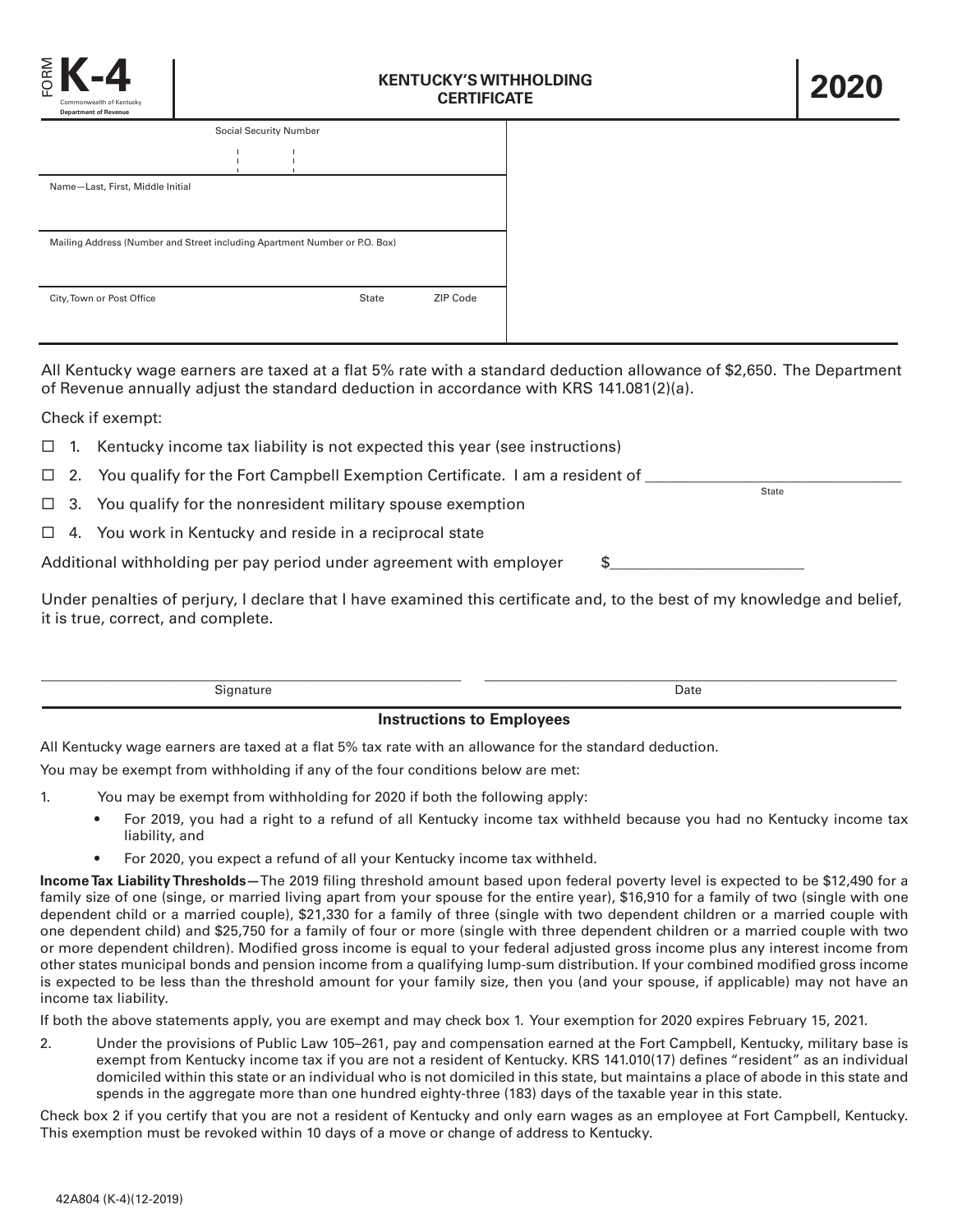FORM **K-4**

Commonwealth of Kentucky
Department of Revenue

# KENTUCKY'S WITHHOLDING CERTIFICATE

# 2020

Social Security Number

Name—Last, First, Middle Initial

Mailing Address (Number and Street including Apartment Number or P.O. Box)

City, Town or Post Office | State | ZIP Code

All Kentucky wage earners are taxed at a flat 5% rate with a standard deduction allowance of $2,650. The Department of Revenue annually adjust the standard deduction in accordance with KRS 141.081(2)(a).

Check if exempt:

☐ 1. Kentucky income tax liability is not expected this year (see instructions)

☐ 2. You qualify for the Fort Campbell Exemption Certificate. I am a resident of ______________________________ (State)

☐ 3. You qualify for the nonresident military spouse exemption

☐ 4. You work in Kentucky and reside in a reciprocal state

Additional withholding per pay period under agreement with employer $______________________

Under penalties of perjury, I declare that I have examined this certificate and, to the best of my knowledge and belief, it is true, correct, and complete.

_______________________________ Signature

_______________________________ Date

## Instructions to Employees

All Kentucky wage earners are taxed at a flat 5% tax rate with an allowance for the standard deduction.

You may be exempt from withholding if any of the four conditions below are met:

1. You may be exempt from withholding for 2020 if both the following apply:
   - For 2019, you had a right to a refund of all Kentucky income tax withheld because you had no Kentucky income tax liability, and
   - For 2020, you expect a refund of all your Kentucky income tax withheld.

**Income Tax Liability Thresholds—**The 2019 filing threshold amount based upon federal poverty level is expected to be $12,490 for a family size of one (singe, or married living apart from your spouse for the entire year), $16,910 for a family of two (single with one dependent child or a married couple), $21,330 for a family of three (single with two dependent children or a married couple with one dependent child) and $25,750 for a family of four or more (single with three dependent children or a married couple with two or more dependent children). Modified gross income is equal to your federal adjusted gross income plus any interest income from other states municipal bonds and pension income from a qualifying lump-sum distribution. If your combined modified gross income is expected to be less than the threshold amount for your family size, then you (and your spouse, if applicable) may not have an income tax liability.

If both the above statements apply, you are exempt and may check box 1. Your exemption for 2020 expires February 15, 2021.

2. Under the provisions of Public Law 105–261, pay and compensation earned at the Fort Campbell, Kentucky, military base is exempt from Kentucky income tax if you are not a resident of Kentucky. KRS 141.010(17) defines "resident" as an individual domiciled within this state or an individual who is not domiciled in this state, but maintains a place of abode in this state and spends in the aggregate more than one hundred eighty-three (183) days of the taxable year in this state.

Check box 2 if you certify that you are not a resident of Kentucky and only earn wages as an employee at Fort Campbell, Kentucky. This exemption must be revoked within 10 days of a move or change of address to Kentucky.

42A804 (K-4)(12-2019)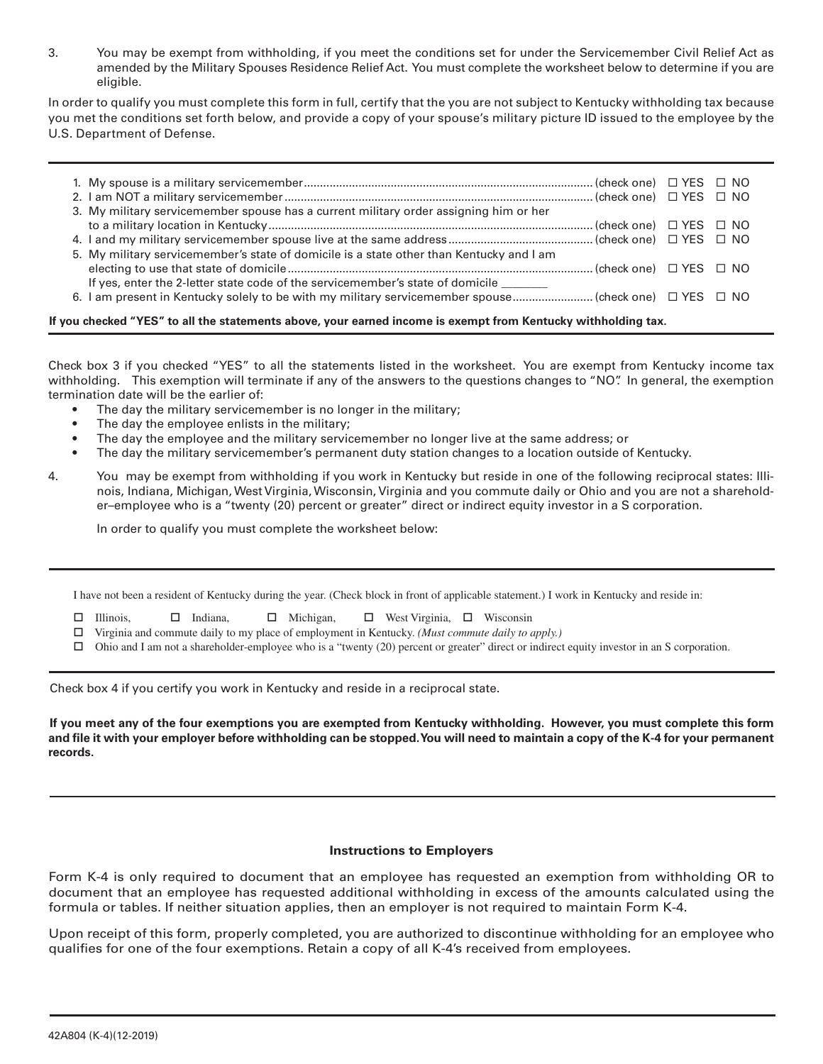3. You may be exempt from withholding, if you meet the conditions set for under the Servicemember Civil Relief Act as amended by the Military Spouses Residence Relief Act. You must complete the worksheet below to determine if you are eligible.

In order to qualify you must complete this form in full, certify that the you are not subject to Kentucky withholding tax because you met the conditions set forth below, and provide a copy of your spouse's military picture ID issued to the employee by the U.S. Department of Defense.

---

1. My spouse is a military servicemember........................................................................................ (check one) ☐ YES ☐ NO
2. I am NOT a military servicemember.............................................................................................. (check one) ☐ YES ☐ NO
3. My military servicemember spouse has a current military order assigning him or her to a military location in Kentucky.................................................................................................... (check one) ☐ YES ☐ NO
4. I and my military servicemember spouse live at the same address............................................. (check one) ☐ YES ☐ NO
5. My military servicemember's state of domicile is a state other than Kentucky and I am electing to use that state of domicile............................................................................................. (check one) ☐ YES ☐ NO
   If yes, enter the 2-letter state code of the servicemember's state of domicile _______
6. I am present in Kentucky solely to be with my military servicemember spouse......................... (check one) ☐ YES ☐ NO

**If you checked "YES" to all the statements above, your earned income is exempt from Kentucky withholding tax.**

---

Check box 3 if you checked "YES" to all the statements listed in the worksheet. You are exempt from Kentucky income tax withholding. This exemption will terminate if any of the answers to the questions changes to "NO". In general, the exemption termination date will be the earlier of:

- The day the military servicemember is no longer in the military;
- The day the employee enlists in the military;
- The day the employee and the military servicemember no longer live at the same address; or
- The day the military servicemember's permanent duty station changes to a location outside of Kentucky.

4. You may be exempt from withholding if you work in Kentucky but reside in one of the following reciprocal states: Illinois, Indiana, Michigan, West Virginia, Wisconsin, Virginia and you commute daily or Ohio and you are not a shareholder–employee who is a "twenty (20) percent or greater" direct or indirect equity investor in a S corporation.

   In order to qualify you must complete the worksheet below:

---

I have not been a resident of Kentucky during the year. (Check block in front of applicable statement.) I work in Kentucky and reside in:

☐ Illinois, ☐ Indiana, ☐ Michigan, ☐ West Virginia, ☐ Wisconsin

☐ Virginia and commute daily to my place of employment in Kentucky. *(Must commute daily to apply.)*

☐ Ohio and I am not a shareholder-employee who is a "twenty (20) percent or greater" direct or indirect equity investor in an S corporation.

---

Check box 4 if you certify you work in Kentucky and reside in a reciprocal state.

**If you meet any of the four exemptions you are exempted from Kentucky withholding. However, you must complete this form and file it with your employer before withholding can be stopped. You will need to maintain a copy of the K-4 for your permanent records.**

---

### Instructions to Employers

Form K-4 is only required to document that an employee has requested an exemption from withholding OR to document that an employee has requested additional withholding in excess of the amounts calculated using the formula or tables. If neither situation applies, then an employer is not required to maintain Form K-4.

Upon receipt of this form, properly completed, you are authorized to discontinue withholding for an employee who qualifies for one of the four exemptions. Retain a copy of all K-4's received from employees.

---

42A804 (K-4)(12-2019)